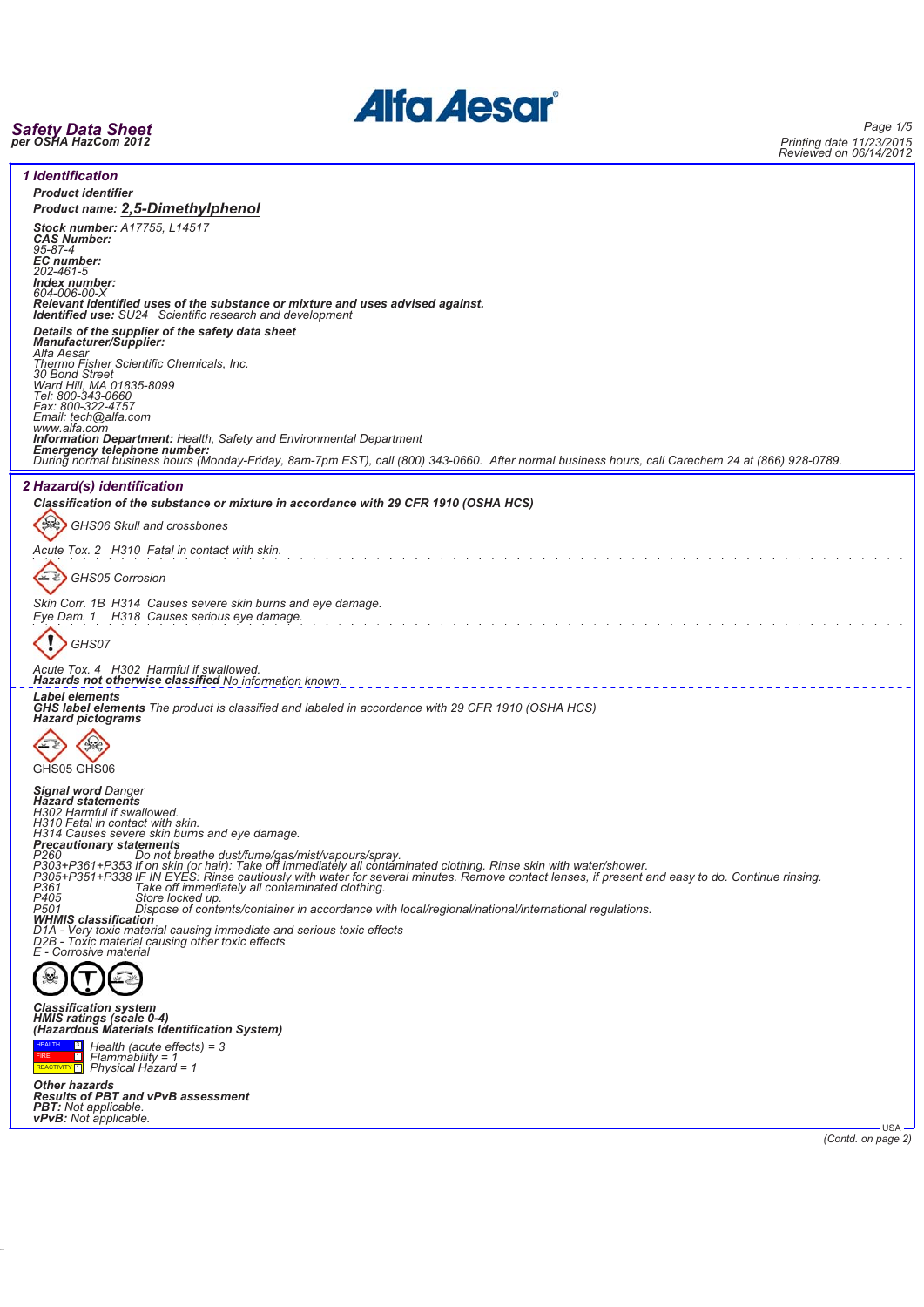# Safety Data Sheet
**per OSHA HazCom 2012**

Printing date 11/23/2015
Reviewed on 06/14/2012

## 1 Identification

**Product identifier**

**Product name: 2,5-Dimethylphenol**

**Stock number:** A17755, L14517
**CAS Number:**
95-87-4
**EC number:**
202-461-5
**Index number:**
604-006-00-X
**Relevant identified uses of the substance or mixture and uses advised against.**
**Identified use:** SU24 Scientific research and development

**Details of the supplier of the safety data sheet**
**Manufacturer/Supplier:**
Alfa Aesar
Thermo Fisher Scientific Chemicals, Inc.
30 Bond Street
Ward Hill, MA 01835-8099
Tel: 800-343-0660
Fax: 800-322-4757
Email: tech@alfa.com
www.alfa.com
**Information Department:** Health, Safety and Environmental Department
**Emergency telephone number:**
During normal business hours (Monday-Friday, 8am-7pm EST), call (800) 343-0660. After normal business hours, call Carechem 24 at (866) 928-0789.

## 2 Hazard(s) identification

**Classification of the substance or mixture in accordance with 29 CFR 1910 (OSHA HCS)**

GHS06 Skull and crossbones

Acute Tox. 2 H310 Fatal in contact with skin.

GHS05 Corrosion

Skin Corr. 1B H314 Causes severe skin burns and eye damage.
Eye Dam. 1 H318 Causes serious eye damage.

GHS07

Acute Tox. 4 H302 Harmful if swallowed.
**Hazards not otherwise classified** No information known.

**Label elements**
**GHS label elements** The product is classified and labeled in accordance with 29 CFR 1910 (OSHA HCS)
**Hazard pictograms**

GHS05 GHS06

**Signal word** Danger
**Hazard statements**
H302 Harmful if swallowed.
H310 Fatal in contact with skin.
H314 Causes severe skin burns and eye damage.
**Precautionary statements**
P260 Do not breathe dust/fume/gas/mist/vapours/spray.
P303+P361+P353 If on skin (or hair): Take off immediately all contaminated clothing. Rinse skin with water/shower.
P305+P351+P338 IF IN EYES: Rinse cautiously with water for several minutes. Remove contact lenses, if present and easy to do. Continue rinsing.
P361 Take off immediately all contaminated clothing.
P405 Store locked up.
P501 Dispose of contents/container in accordance with local/regional/national/international regulations.
**WHMIS classification**
D1A - Very toxic material causing immediate and serious toxic effects
D2B - Toxic material causing other toxic effects
E - Corrosive material

**Classification system**
**HMIS ratings (scale 0-4)**
**(Hazardous Materials Identification System)**

| | | |
|---|---|---|
| HEALTH | 3 | Health (acute effects) = 3 |
| FIRE | 1 | Flammability = 1 |
| REACTIVITY | 1 | Physical Hazard = 1 |

**Other hazards**
**Results of PBT and vPvB assessment**
**PBT:** Not applicable.
**vPvB:** Not applicable.

(Contd. on page 2)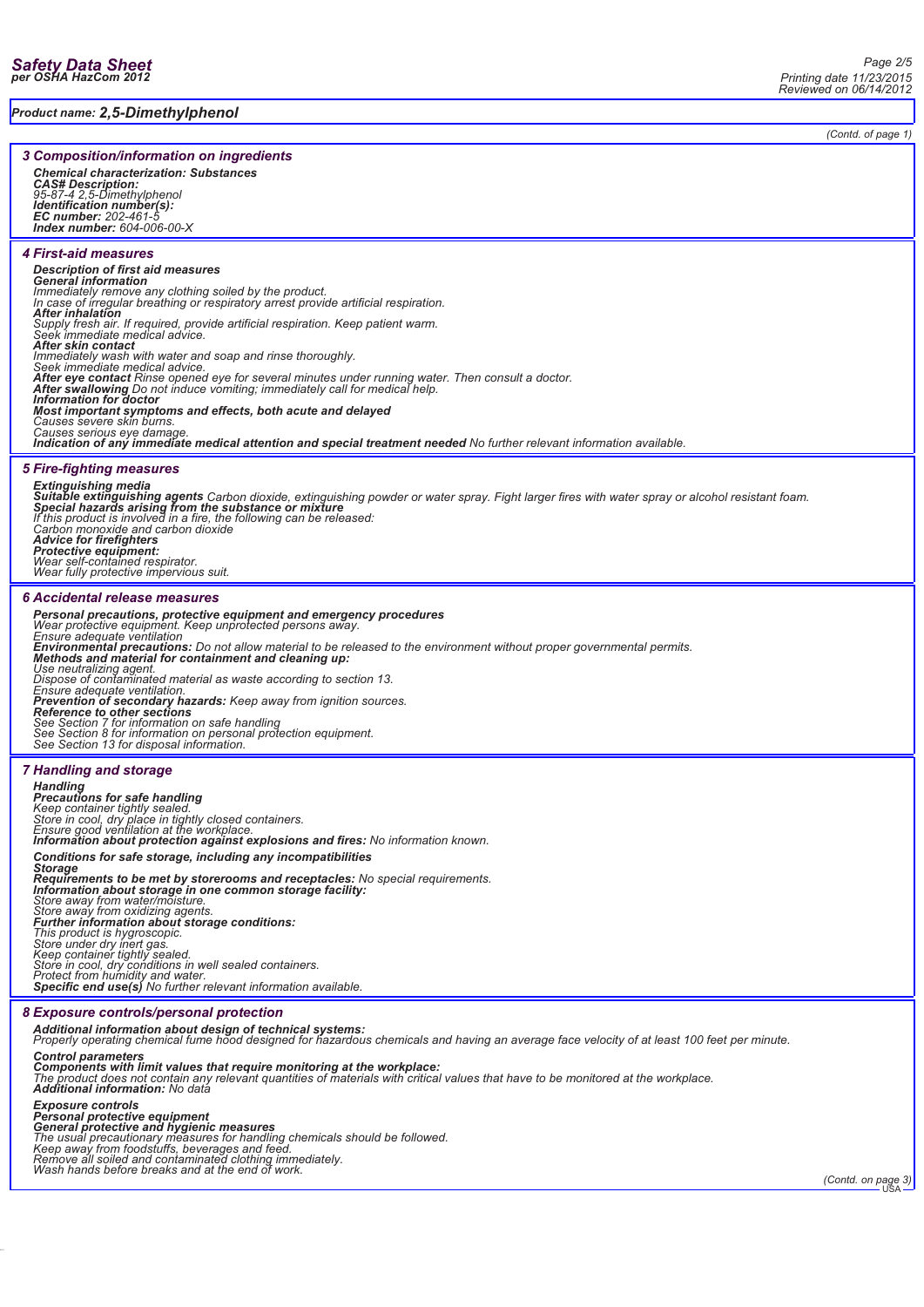**Product name: 2,5-Dimethylphenol**

(Contd. of page 1)

## 3 Composition/information on ingredients

**Chemical characterization: Substances**
**CAS# Description:**
95-87-4 2,5-Dimethylphenol
**Identification number(s):**
**EC number:** 202-461-5
**Index number:** 604-006-00-X

## 4 First-aid measures

**Description of first aid measures**
**General information**
Immediately remove any clothing soiled by the product.
In case of irregular breathing or respiratory arrest provide artificial respiration.
**After inhalation**
Supply fresh air. If required, provide artificial respiration. Keep patient warm.
Seek immediate medical advice.
**After skin contact**
Immediately wash with water and soap and rinse thoroughly.
Seek immediate medical advice.
**After eye contact** Rinse opened eye for several minutes under running water. Then consult a doctor.
**After swallowing** Do not induce vomiting; immediately call for medical help.
**Information for doctor**
**Most important symptoms and effects, both acute and delayed**
Causes severe skin burns.
Causes serious eye damage.
**Indication of any immediate medical attention and special treatment needed** No further relevant information available.

## 5 Fire-fighting measures

**Extinguishing media**
**Suitable extinguishing agents** Carbon dioxide, extinguishing powder or water spray. Fight larger fires with water spray or alcohol resistant foam.
**Special hazards arising from the substance or mixture**
If this product is involved in a fire, the following can be released:
Carbon monoxide and carbon dioxide
**Advice for firefighters**
**Protective equipment:**
Wear self-contained respirator.
Wear fully protective impervious suit.

## 6 Accidental release measures

**Personal precautions, protective equipment and emergency procedures**
Wear protective equipment. Keep unprotected persons away.
Ensure adequate ventilation
**Environmental precautions:** Do not allow material to be released to the environment without proper governmental permits.
**Methods and material for containment and cleaning up:**
Use neutralizing agent.
Dispose of contaminated material as waste according to section 13.
Ensure adequate ventilation.
**Prevention of secondary hazards:** Keep away from ignition sources.
**Reference to other sections**
See Section 7 for information on safe handling
See Section 8 for information on personal protection equipment.
See Section 13 for disposal information.

## 7 Handling and storage

**Handling**
**Precautions for safe handling**
Keep container tightly sealed.
Store in cool, dry place in tightly closed containers.
Ensure good ventilation at the workplace.
**Information about protection against explosions and fires:** No information known.

**Conditions for safe storage, including any incompatibilities**
**Storage**
**Requirements to be met by storerooms and receptacles:** No special requirements.
**Information about storage in one common storage facility:**
Store away from water/moisture.
Store away from oxidizing agents.
**Further information about storage conditions:**
This product is hygroscopic.
Store under dry inert gas.
Keep container tightly sealed.
Store in cool, dry conditions in well sealed containers.
Protect from humidity and water.
**Specific end use(s)** No further relevant information available.

## 8 Exposure controls/personal protection

**Additional information about design of technical systems:**
Properly operating chemical fume hood designed for hazardous chemicals and having an average face velocity of at least 100 feet per minute.

**Control parameters**
**Components with limit values that require monitoring at the workplace:**
The product does not contain any relevant quantities of materials with critical values that have to be monitored at the workplace.
**Additional information:** No data

**Exposure controls**
**Personal protective equipment**
**General protective and hygienic measures**
The usual precautionary measures for handling chemicals should be followed.
Keep away from foodstuffs, beverages and feed.
Remove all soiled and contaminated clothing immediately.
Wash hands before breaks and at the end of work.

(Contd. on page 3)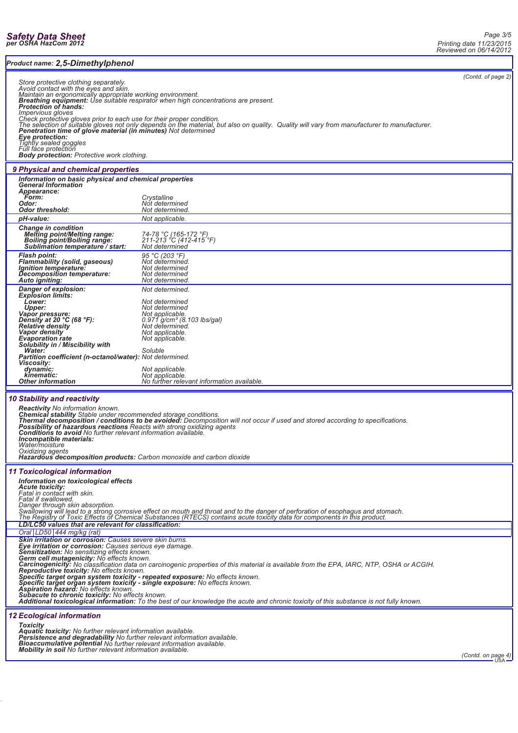**Product name: 2,5-Dimethylphenol**

(Contd. of page 2)

Store protective clothing separately.
Avoid contact with the eyes and skin.
Maintain an ergonomically appropriate working environment.
**Breathing equipment:** Use suitable respirator when high concentrations are present.
**Protection of hands:**
Impervious gloves
Check protective gloves prior to each use for their proper condition.
The selection of suitable gloves not only depends on the material, but also on quality. Quality will vary from manufacturer to manufacturer.
**Penetration time of glove material (in minutes)** Not determined
**Eye protection:**
Tightly sealed goggles
Full face protection
**Body protection:** Protective work clothing.

## 9 Physical and chemical properties

**Information on basic physical and chemical properties**
**General Information**

| | |
|---|---|
| **Appearance:** | |
| **Form:** | Crystalline |
| **Odor:** | Not determined |
| **Odor threshold:** | Not determined. |
| **pH-value:** | Not applicable. |
| **Change in condition** | |
| **Melting point/Melting range:** | 74-78 °C (165-172 °F) |
| **Boiling point/Boiling range:** | 211-213 °C (412-415 °F) |
| **Sublimation temperature / start:** | Not determined |
| **Flash point:** | 95 °C (203 °F) |
| **Flammability (solid, gaseous)** | Not determined. |
| **Ignition temperature:** | Not determined |
| **Decomposition temperature:** | Not determined |
| **Auto igniting:** | Not determined. |
| **Danger of explosion:** | Not determined. |
| **Explosion limits:** | |
| **Lower:** | Not determined |
| **Upper:** | Not determined |
| **Vapor pressure:** | Not applicable. |
| **Density at 20 °C (68 °F):** | 0.971 g/cm³ (8.103 lbs/gal) |
| **Relative density** | Not determined. |
| **Vapor density** | Not applicable. |
| **Evaporation rate** | Not applicable. |
| **Solubility in / Miscibility with** | |
| **Water:** | Soluble |
| **Partition coefficient (n-octanol/water):** | Not determined. |
| **Viscosity:** | |
| **dynamic:** | Not applicable. |
| **kinematic:** | Not applicable. |
| **Other information** | No further relevant information available. |

## 10 Stability and reactivity

**Reactivity** No information known.
**Chemical stability** Stable under recommended storage conditions.
**Thermal decomposition / conditions to be avoided:** Decomposition will not occur if used and stored according to specifications.
**Possibility of hazardous reactions** Reacts with strong oxidizing agents
**Conditions to avoid** No further relevant information available.
**Incompatible materials:**
Water/moisture
Oxidizing agents
**Hazardous decomposition products:** Carbon monoxide and carbon dioxide

## 11 Toxicological information

**Information on toxicological effects**
**Acute toxicity:**
Fatal in contact with skin.
Fatal if swallowed.
Danger through skin absorption.
Swallowing will lead to a strong corrosive effect on mouth and throat and to the danger of perforation of esophagus and stomach.
The Registry of Toxic Effects of Chemical Substances (RTECS) contains acute toxicity data for components in this product.

**LD/LC50 values that are relevant for classification:**

| | | |
|---|---|---|
| Oral | LD50 | 444 mg/kg (rat) |

**Skin irritation or corrosion:** Causes severe skin burns.
**Eye irritation or corrosion:** Causes serious eye damage.
**Sensitization:** No sensitizing effects known.
**Germ cell mutagenicity:** No effects known.
**Carcinogenicity:** No classification data on carcinogenic properties of this material is available from the EPA, IARC, NTP, OSHA or ACGIH.
**Reproductive toxicity:** No effects known.
**Specific target organ system toxicity - repeated exposure:** No effects known.
**Specific target organ system toxicity - single exposure:** No effects known.
**Aspiration hazard:** No effects known.
**Subacute to chronic toxicity:** No effects known.
**Additional toxicological information:** To the best of our knowledge the acute and chronic toxicity of this substance is not fully known.

## 12 Ecological information

**Toxicity**
**Aquatic toxicity:** No further relevant information available.
**Persistence and degradability** No further relevant information available.
**Bioaccumulative potential** No further relevant information available.
**Mobility in soil** No further relevant information available.

(Contd. on page 4)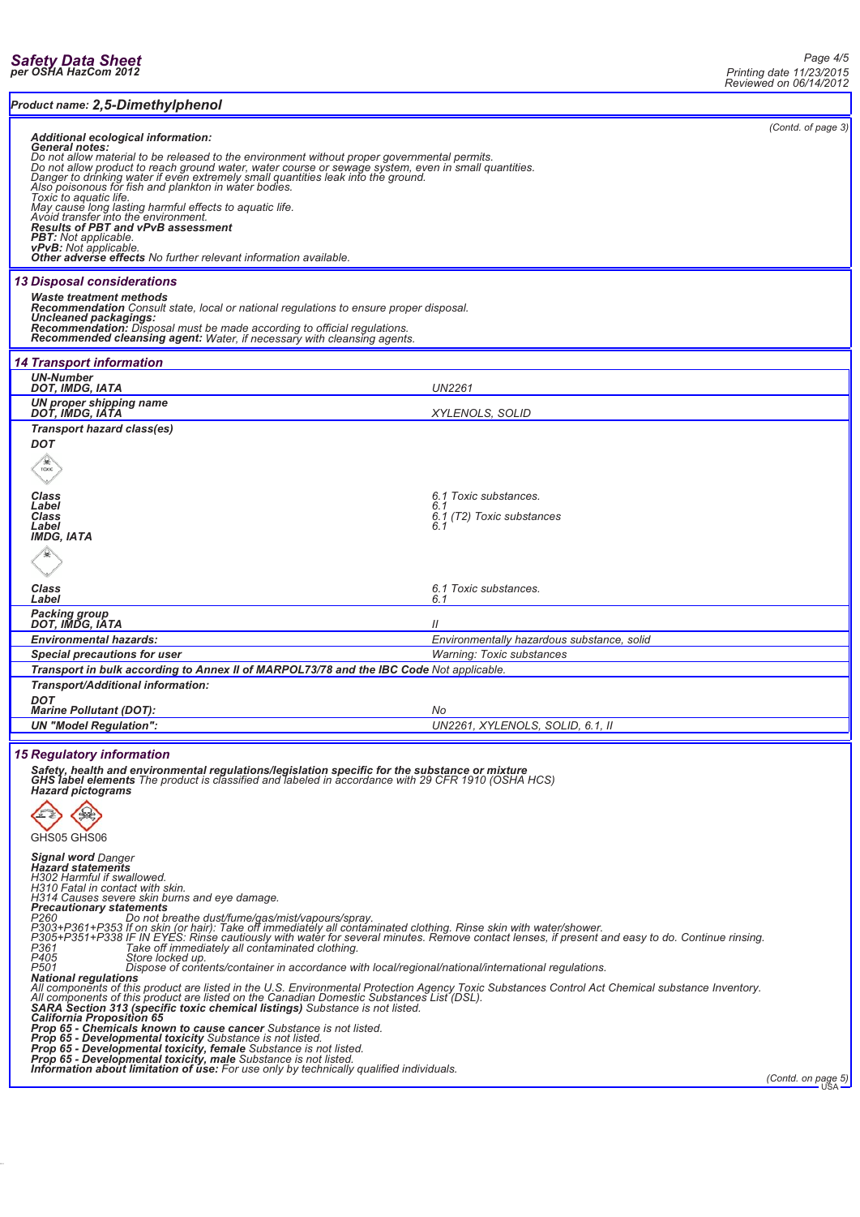**Product name: 2,5-Dimethylphenol**

(Contd. of page 3)

**Additional ecological information:**
**General notes:**
Do not allow material to be released to the environment without proper governmental permits.
Do not allow product to reach ground water, water course or sewage system, even in small quantities.
Danger to drinking water if even extremely small quantities leak into the ground.
Also poisonous for fish and plankton in water bodies.
Toxic to aquatic life.
May cause long lasting harmful effects to aquatic life.
Avoid transfer into the environment.
**Results of PBT and vPvB assessment**
**PBT:** Not applicable.
**vPvB:** Not applicable.
**Other adverse effects** No further relevant information available.

## 13 Disposal considerations

**Waste treatment methods**
**Recommendation** Consult state, local or national regulations to ensure proper disposal.
**Uncleaned packagings:**
**Recommendation:** Disposal must be made according to official regulations.
**Recommended cleansing agent:** Water, if necessary with cleansing agents.

## 14 Transport information

| | |
|---|---|
| **UN-Number** | |
| **DOT, IMDG, IATA** | UN2261 |
| **UN proper shipping name** | |
| **DOT, IMDG, IATA** | XYLENOLS, SOLID |
| **Transport hazard class(es)** | |
| **DOT** | |
| **Class** | 6.1 Toxic substances. |
| **Label** | 6.1 |
| **Class** | 6.1 (T2) Toxic substances |
| **Label** | 6.1 |
| **IMDG, IATA** | |
| **Class** | 6.1 Toxic substances. |
| **Label** | 6.1 |
| **Packing group** | |
| **DOT, IMDG, IATA** | II |
| **Environmental hazards:** | Environmentally hazardous substance, solid |
| **Special precautions for user** | Warning: Toxic substances |
| **Transport in bulk according to Annex II of MARPOL73/78 and the IBC Code** Not applicable. | |
| **Transport/Additional information:** | |
| **DOT** | |
| **Marine Pollutant (DOT):** | No |
| **UN "Model Regulation":** | UN2261, XYLENOLS, SOLID, 6.1, II |

## 15 Regulatory information

**Safety, health and environmental regulations/legislation specific for the substance or mixture**
**GHS label elements** The product is classified and labeled in accordance with 29 CFR 1910 (OSHA HCS)
**Hazard pictograms**

GHS05 GHS06

**Signal word** Danger
**Hazard statements**
H302 Harmful if swallowed.
H310 Fatal in contact with skin.
H314 Causes severe skin burns and eye damage.
**Precautionary statements**
P260 Do not breathe dust/fume/gas/mist/vapours/spray.
P303+P361+P353 If on skin (or hair): Take off immediately all contaminated clothing. Rinse skin with water/shower.
P305+P351+P338 IF IN EYES: Rinse cautiously with water for several minutes. Remove contact lenses, if present and easy to do. Continue rinsing.
P361 Take off immediately all contaminated clothing.
P405 Store locked up.
P501 Dispose of contents/container in accordance with local/regional/national/international regulations.
**National regulations**
All components of this product are listed in the U.S. Environmental Protection Agency Toxic Substances Control Act Chemical substance Inventory.
All components of this product are listed on the Canadian Domestic Substances List (DSL).
**SARA Section 313 (specific toxic chemical listings)** Substance is not listed.
**California Proposition 65**
**Prop 65 - Chemicals known to cause cancer** Substance is not listed.
**Prop 65 - Developmental toxicity** Substance is not listed.
**Prop 65 - Developmental toxicity, female** Substance is not listed.
**Prop 65 - Developmental toxicity, male** Substance is not listed.
**Information about limitation of use:** For use only by technically qualified individuals.

(Contd. on page 5)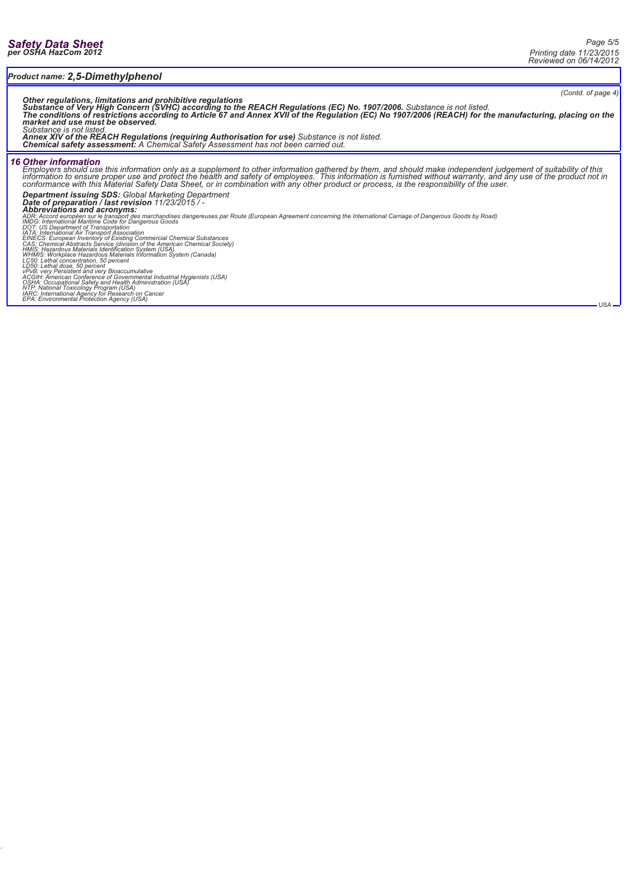**Product name: 2,5-Dimethylphenol**

(Contd. of page 4)

**Other regulations, limitations and prohibitive regulations**

**Substance of Very High Concern (SVHC) according to the REACH Regulations (EC) No. 1907/2006.** Substance is not listed.

**The conditions of restrictions according to Article 67 and Annex XVII of the Regulation (EC) No 1907/2006 (REACH) for the manufacturing, placing on the market and use must be observed.**

Substance is not listed.

**Annex XIV of the REACH Regulations (requiring Authorisation for use)** Substance is not listed.

**Chemical safety assessment:** A Chemical Safety Assessment has not been carried out.

## 16 Other information

Employers should use this information only as a supplement to other information gathered by them, and should make independent judgement of suitability of this information to ensure proper use and protect the health and safety of employees. This information is furnished without warranty, and any use of the product not in conformance with this Material Safety Data Sheet, or in combination with any other product or process, is the responsibility of the user.

**Department issuing SDS:** Global Marketing Department

**Date of preparation / last revision** 11/23/2015 / -

**Abbreviations and acronyms:**

ADR: Accord européen sur le transport des marchandises dangereuses par Route (European Agreement concerning the International Carriage of Dangerous Goods by Road)
IMDG: International Maritime Code for Dangerous Goods
DOT: US Department of Transportation
IATA: International Air Transport Association
EINECS: European Inventory of Existing Commercial Chemical Substances
CAS: Chemical Abstracts Service (division of the American Chemical Society)
HMIS: Hazardous Materials Identification System (USA)
WHMIS: Workplace Hazardous Materials Information System (Canada)
LC50: Lethal concentration, 50 percent
LD50: Lethal dose, 50 percent
vPvB: very Persistent and very Bioaccumulative
ACGIH: American Conference of Governmental Industrial Hygienists (USA)
OSHA: Occupational Safety and Health Administration (USA)
NTP: National Toxicology Program (USA)
IARC: International Agency for Research on Cancer
EPA: Environmental Protection Agency (USA)